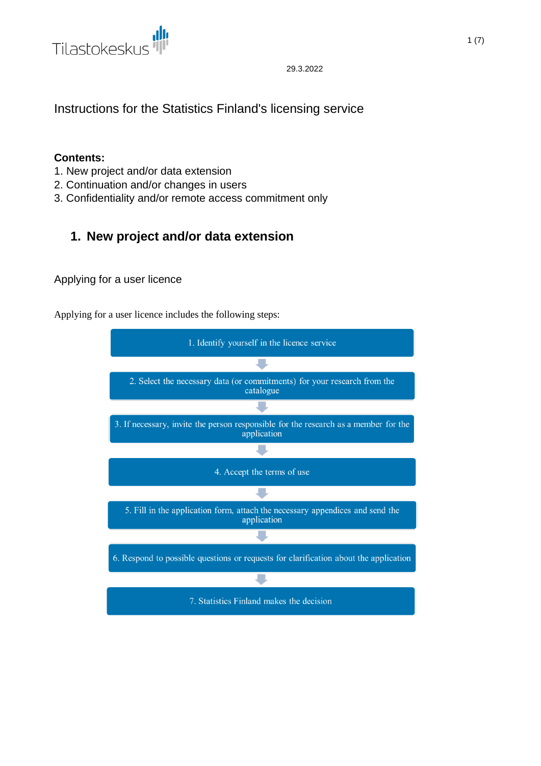Tilastokeskus

29.3.2022

# Instructions for the Statistics Finland's licensing service

**Contents:**

1. New project and/or data extension
2. Continuation and/or changes in users
3. Confidentiality and/or remote access commitment only

## 1. New project and/or data extension

### Applying for a user licence

Applying for a user licence includes the following steps:

1. Identify yourself in the licence service
2. Select the necessary data (or commitments) for your research from the catalogue
3. If necessary, invite the person responsible for the research as a member for the application
4. Accept the terms of use
5. Fill in the application form, attach the necessary appendices and send the application
6. Respond to possible questions or requests for clarification about the application
7. Statistics Finland makes the decision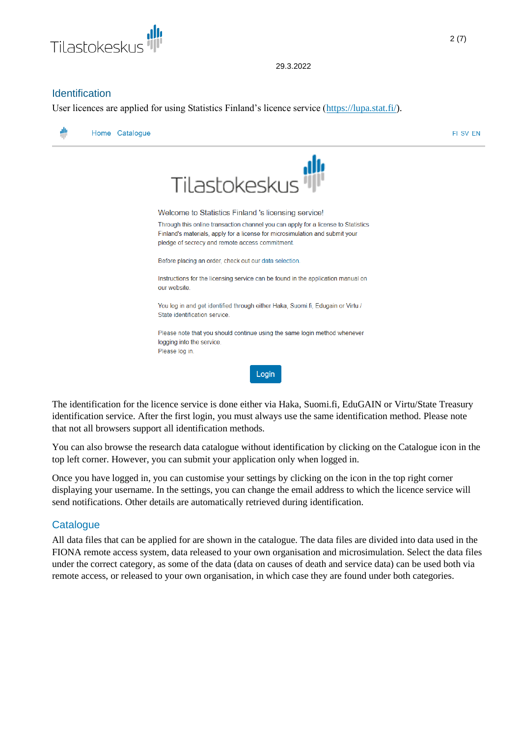29.3.2022

## Identification

User licences are applied for using Statistics Finland's licence service (https://lupa.stat.fi/).

Home Catalogue FI SV EN

Tilastokeskus

Welcome to Statistics Finland 's licensing service!

Through this online transaction channel you can apply for a license to Statistics Finland's materials, apply for a license for microsimulation and submit your pledge of secrecy and remote access commitment.

Before placing an order, check out our data selection.

Instructions for the licensing service can be found in the application manual on our website.

You log in and get identified through either Haka, Suomi.fi, Edugain or Virtu / State identification service.

Please note that you should continue using the same login method whenever logging into the service.
Please log in.

Login

The identification for the licence service is done either via Haka, Suomi.fi, EduGAIN or Virtu/State Treasury identification service. After the first login, you must always use the same identification method. Please note that not all browsers support all identification methods.

You can also browse the research data catalogue without identification by clicking on the Catalogue icon in the top left corner. However, you can submit your application only when logged in.

Once you have logged in, you can customise your settings by clicking on the icon in the top right corner displaying your username. In the settings, you can change the email address to which the licence service will send notifications. Other details are automatically retrieved during identification.

## Catalogue

All data files that can be applied for are shown in the catalogue. The data files are divided into data used in the FIONA remote access system, data released to your own organisation and microsimulation. Select the data files under the correct category, as some of the data (data on causes of death and service data) can be used both via remote access, or released to your own organisation, in which case they are found under both categories.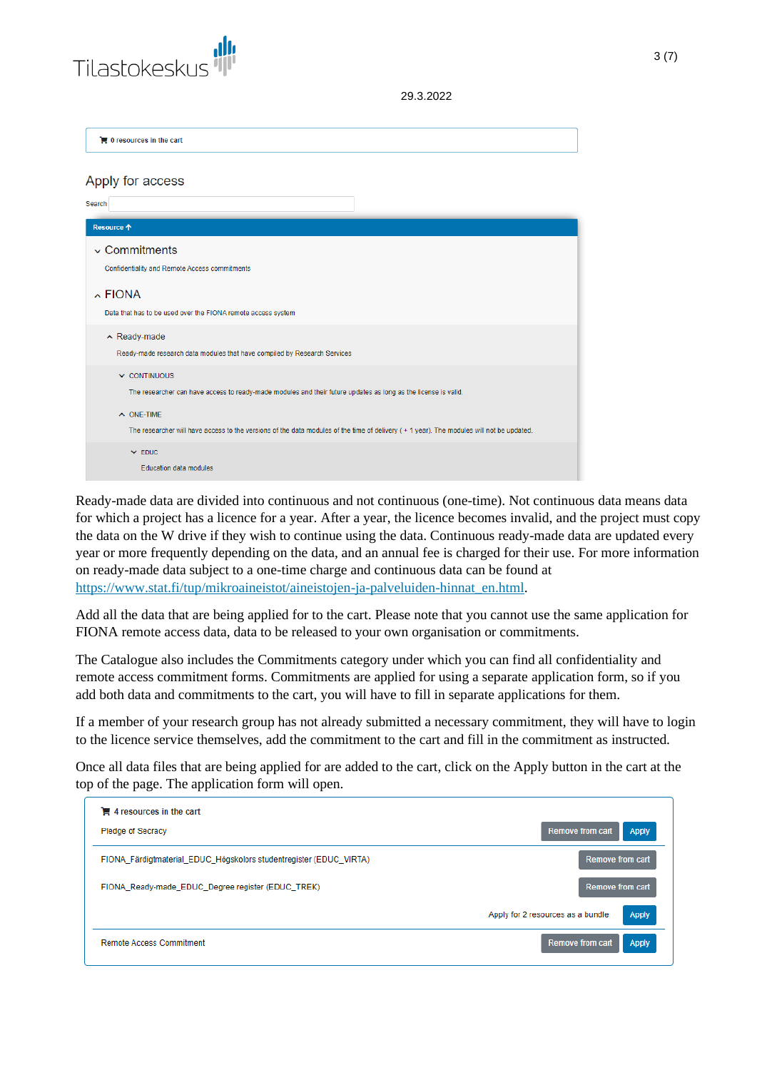29.3.2022

0 resources in the cart

Apply for access

Search

Resource ↑

- Commitments
  Confidentiality and Remote Access commitments
- FIONA
  Data that has to be used over the FIONA remote access system
  - Ready-made
    Ready-made research data modules that have compiled by Research Services
    - CONTINUOUS
      The researcher can have access to ready-made modules and their future updates as long as the license is valid.
    - ONE-TIME
      The researcher will have access to the versions of the data modules of the time of delivery ( + 1 year). The modules will not be updated.
      - EDUC
        Education data modules

Ready-made data are divided into continuous and not continuous (one-time). Not continuous data means data for which a project has a licence for a year. After a year, the licence becomes invalid, and the project must copy the data on the W drive if they wish to continue using the data. Continuous ready-made data are updated every year or more frequently depending on the data, and an annual fee is charged for their use. For more information on ready-made data subject to a one-time charge and continuous data can be found at https://www.stat.fi/tup/mikroaineistot/aineistojen-ja-palveluiden-hinnat_en.html.

Add all the data that are being applied for to the cart. Please note that you cannot use the same application for FIONA remote access data, data to be released to your own organisation or commitments.

The Catalogue also includes the Commitments category under which you can find all confidentiality and remote access commitment forms. Commitments are applied for using a separate application form, so if you add both data and commitments to the cart, you will have to fill in separate applications for them.

If a member of your research group has not already submitted a necessary commitment, they will have to login to the licence service themselves, add the commitment to the cart and fill in the commitment as instructed.

Once all data files that are being applied for are added to the cart, click on the Apply button in the cart at the top of the page. The application form will open.

4 resources in the cart

| Resource | Actions |
|---|---|
| Pledge of Secracy | Remove from cart / Apply |
| FIONA_Färdigtmaterial_EDUC_Högskolors studentregister (EDUC_VIRTA) | Remove from cart |
| FIONA_Ready-made_EDUC_Degree register (EDUC_TREK) | Remove from cart |
| Apply for 2 resources as a bundle | Apply |
| Remote Access Commitment | Remove from cart / Apply |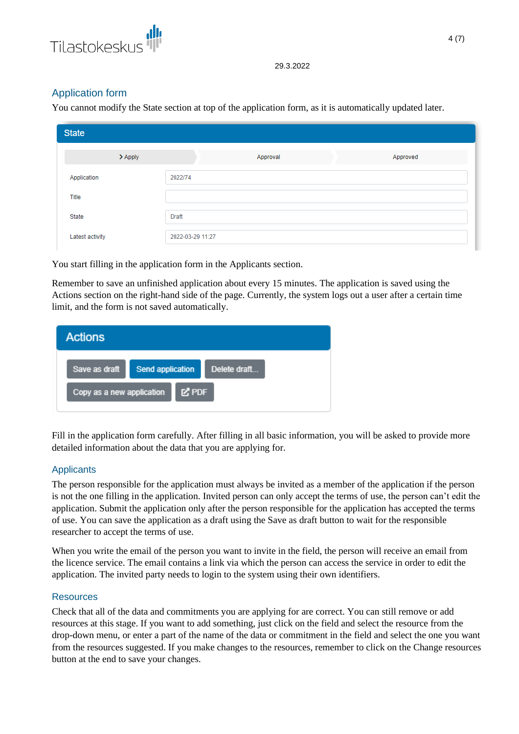29.3.2022

## Application form

You cannot modify the State section at top of the application form, as it is automatically updated later.

You start filling in the application form in the Applicants section.

Remember to save an unfinished application about every 15 minutes. The application is saved using the Actions section on the right-hand side of the page. Currently, the system logs out a user after a certain time limit, and the form is not saved automatically.

Fill in the application form carefully. After filling in all basic information, you will be asked to provide more detailed information about the data that you are applying for.

### Applicants

The person responsible for the application must always be invited as a member of the application if the person is not the one filling in the application. Invited person can only accept the terms of use, the person can't edit the application. Submit the application only after the person responsible for the application has accepted the terms of use. You can save the application as a draft using the Save as draft button to wait for the responsible researcher to accept the terms of use.

When you write the email of the person you want to invite in the field, the person will receive an email from the licence service. The email contains a link via which the person can access the service in order to edit the application. The invited party needs to login to the system using their own identifiers.

### Resources

Check that all of the data and commitments you are applying for are correct. You can still remove or add resources at this stage. If you want to add something, just click on the field and select the resource from the drop-down menu, or enter a part of the name of the data or commitment in the field and select the one you want from the resources suggested. If you make changes to the resources, remember to click on the Change resources button at the end to save your changes.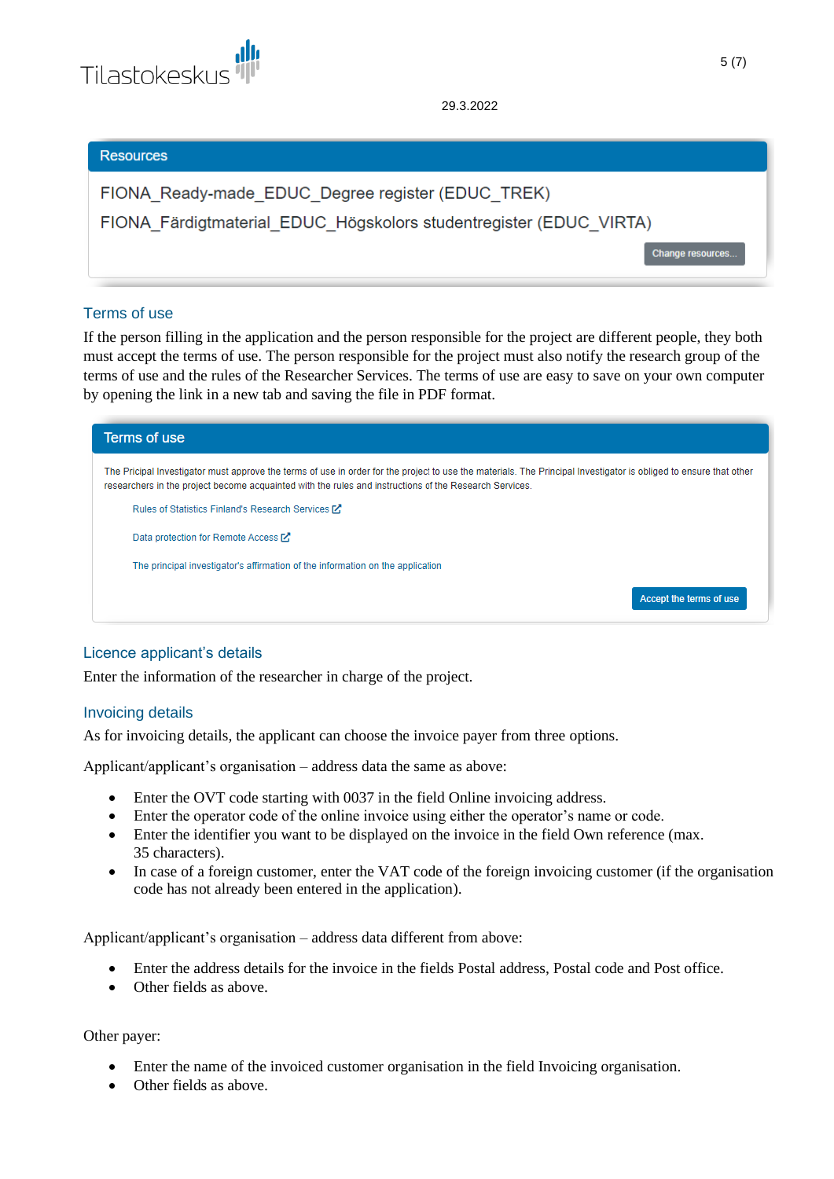29.3.2022

**Resources**

FIONA_Ready-made_EDUC_Degree register (EDUC_TREK)

FIONA_Färdigtmaterial_EDUC_Högskolors studentregister (EDUC_VIRTA)

Change resources...

## Terms of use

If the person filling in the application and the person responsible for the project are different people, they both must accept the terms of use. The person responsible for the project must also notify the research group of the terms of use and the rules of the Researcher Services. The terms of use are easy to save on your own computer by opening the link in a new tab and saving the file in PDF format.

**Terms of use**

The Pricipal Investigator must approve the terms of use in order for the project to use the materials. The Principal Investigator is obliged to ensure that other researchers in the project become acquainted with the rules and instructions of the Research Services.

Rules of Statistics Finland's Research Services

Data protection for Remote Access

The principal investigator's affirmation of the information on the application

Accept the terms of use

## Licence applicant's details

Enter the information of the researcher in charge of the project.

## Invoicing details

As for invoicing details, the applicant can choose the invoice payer from three options.

Applicant/applicant's organisation – address data the same as above:

- Enter the OVT code starting with 0037 in the field Online invoicing address.
- Enter the operator code of the online invoice using either the operator's name or code.
- Enter the identifier you want to be displayed on the invoice in the field Own reference (max. 35 characters).
- In case of a foreign customer, enter the VAT code of the foreign invoicing customer (if the organisation code has not already been entered in the application).

Applicant/applicant's organisation – address data different from above:

- Enter the address details for the invoice in the fields Postal address, Postal code and Post office.
- Other fields as above.

Other payer:

- Enter the name of the invoiced customer organisation in the field Invoicing organisation.
- Other fields as above.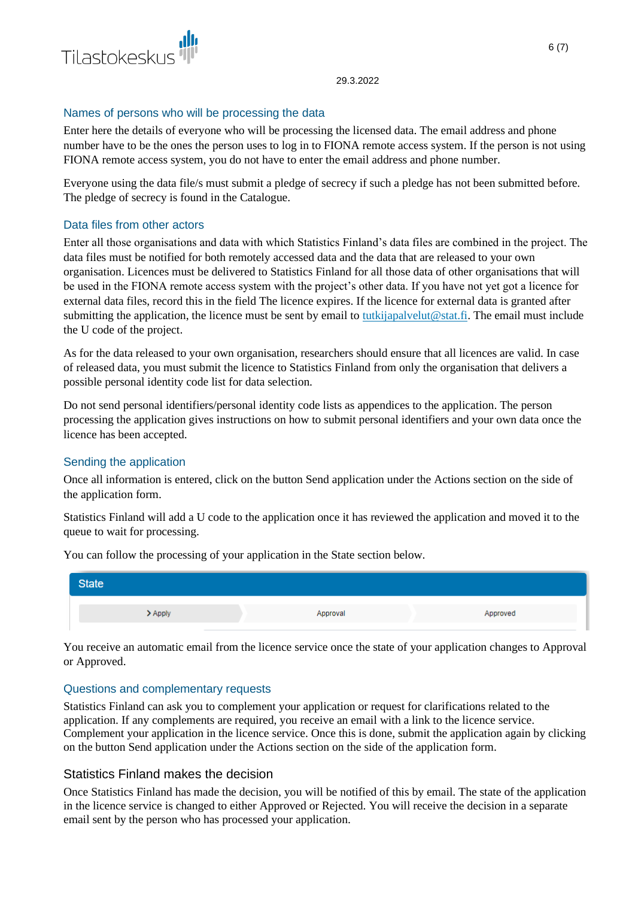## Names of persons who will be processing the data

Enter here the details of everyone who will be processing the licensed data. The email address and phone number have to be the ones the person uses to log in to FIONA remote access system. If the person is not using FIONA remote access system, you do not have to enter the email address and phone number.

Everyone using the data file/s must submit a pledge of secrecy if such a pledge has not been submitted before. The pledge of secrecy is found in the Catalogue.

## Data files from other actors

Enter all those organisations and data with which Statistics Finland's data files are combined in the project. The data files must be notified for both remotely accessed data and the data that are released to your own organisation. Licences must be delivered to Statistics Finland for all those data of other organisations that will be used in the FIONA remote access system with the project's other data. If you have not yet got a licence for external data files, record this in the field The licence expires. If the licence for external data is granted after submitting the application, the licence must be sent by email to tutkijapalvelut@stat.fi. The email must include the U code of the project.

As for the data released to your own organisation, researchers should ensure that all licences are valid. In case of released data, you must submit the licence to Statistics Finland from only the organisation that delivers a possible personal identity code list for data selection.

Do not send personal identifiers/personal identity code lists as appendices to the application. The person processing the application gives instructions on how to submit personal identifiers and your own data once the licence has been accepted.

## Sending the application

Once all information is entered, click on the button Send application under the Actions section on the side of the application form.

Statistics Finland will add a U code to the application once it has reviewed the application and moved it to the queue to wait for processing.

You can follow the processing of your application in the State section below.

| State | | |
|---|---|---|
| > Apply | Approval | Approved |

You receive an automatic email from the licence service once the state of your application changes to Approval or Approved.

## Questions and complementary requests

Statistics Finland can ask you to complement your application or request for clarifications related to the application. If any complements are required, you receive an email with a link to the licence service. Complement your application in the licence service. Once this is done, submit the application again by clicking on the button Send application under the Actions section on the side of the application form.

# Statistics Finland makes the decision

Once Statistics Finland has made the decision, you will be notified of this by email. The state of the application in the licence service is changed to either Approved or Rejected. You will receive the decision in a separate email sent by the person who has processed your application.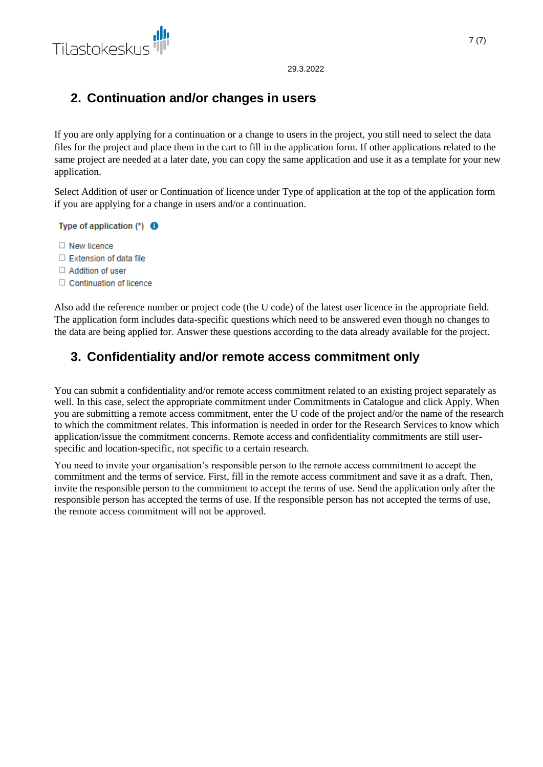## 2. Continuation and/or changes in users

If you are only applying for a continuation or a change to users in the project, you still need to select the data files for the project and place them in the cart to fill in the application form. If other applications related to the same project are needed at a later date, you can copy the same application and use it as a template for your new application.

Select Addition of user or Continuation of licence under Type of application at the top of the application form if you are applying for a change in users and/or a continuation.

**Type of application (*)**

- ☐ New licence
- ☐ Extension of data file
- ☐ Addition of user
- ☐ Continuation of licence

Also add the reference number or project code (the U code) of the latest user licence in the appropriate field. The application form includes data-specific questions which need to be answered even though no changes to the data are being applied for. Answer these questions according to the data already available for the project.

## 3. Confidentiality and/or remote access commitment only

You can submit a confidentiality and/or remote access commitment related to an existing project separately as well. In this case, select the appropriate commitment under Commitments in Catalogue and click Apply. When you are submitting a remote access commitment, enter the U code of the project and/or the name of the research to which the commitment relates. This information is needed in order for the Research Services to know which application/issue the commitment concerns. Remote access and confidentiality commitments are still user-specific and location-specific, not specific to a certain research.

You need to invite your organisation's responsible person to the remote access commitment to accept the commitment and the terms of service. First, fill in the remote access commitment and save it as a draft. Then, invite the responsible person to the commitment to accept the terms of use. Send the application only after the responsible person has accepted the terms of use. If the responsible person has not accepted the terms of use, the remote access commitment will not be approved.